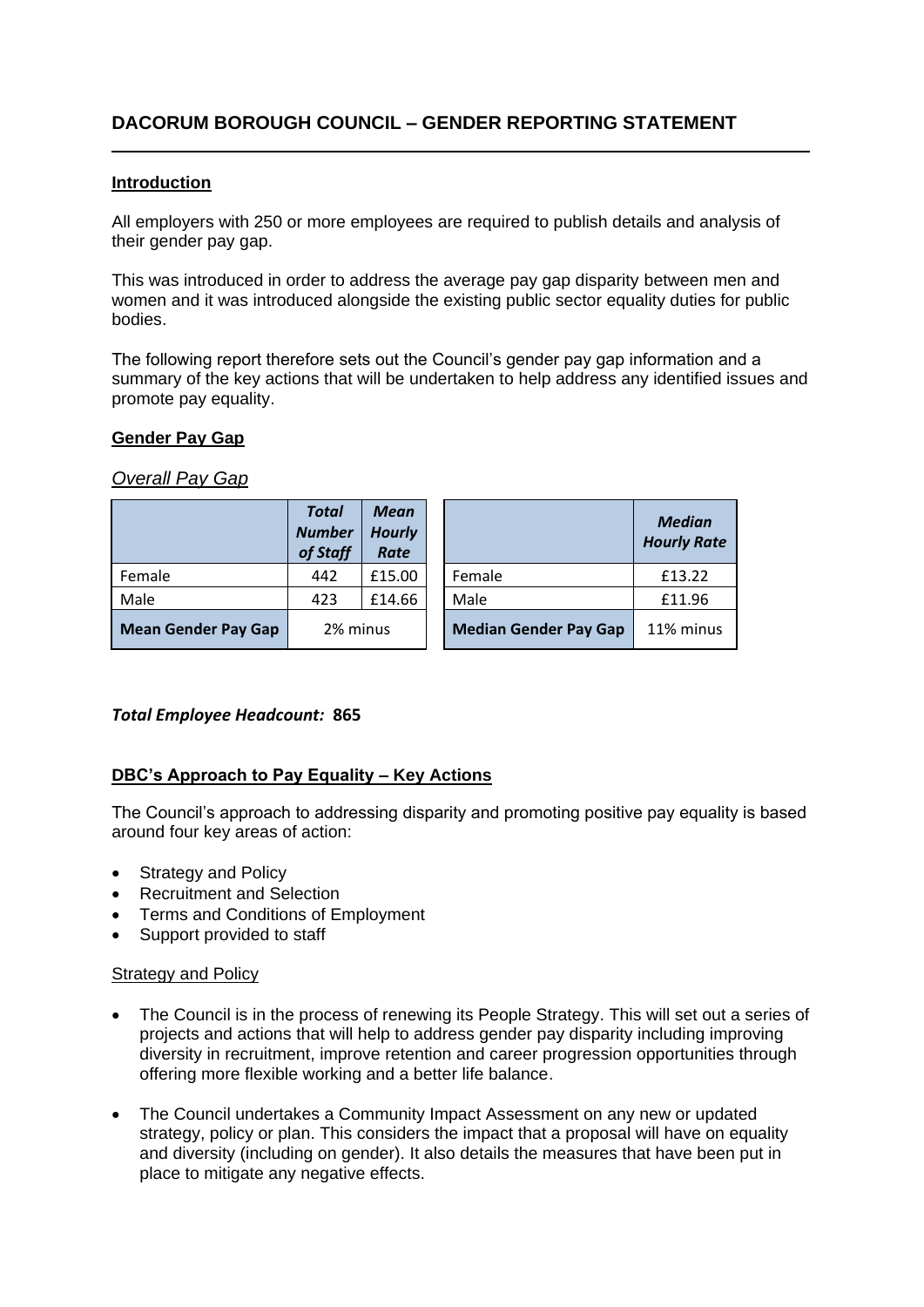# DACORUM BOROUGH COUNCIL – GENDER REPORTING STATEMENT

## Introduction

All employers with 250 or more employees are required to publish details and analysis of their gender pay gap.

This was introduced in order to address the average pay gap disparity between men and women and it was introduced alongside the existing public sector equality duties for public bodies.

The following report therefore sets out the Council's gender pay gap information and a summary of the key actions that will be undertaken to help address any identified issues and promote pay equality.

## Gender Pay Gap

### *Overall Pay Gap*

| | ***Total Number of Staff*** | ***Mean Hourly Rate*** |
|---|---|---|
| Female | 442 | £15.00 |
| Male | 423 | £14.66 |
| **Mean Gender Pay Gap** | 2% minus | |

| | ***Median Hourly Rate*** |
|---|---|
| Female | £13.22 |
| Male | £11.96 |
| **Median Gender Pay Gap** | 11% minus |

***Total Employee Headcount:*** **865**

## DBC's Approach to Pay Equality – Key Actions

The Council's approach to addressing disparity and promoting positive pay equality is based around four key areas of action:

- Strategy and Policy
- Recruitment and Selection
- Terms and Conditions of Employment
- Support provided to staff

### Strategy and Policy

- The Council is in the process of renewing its People Strategy. This will set out a series of projects and actions that will help to address gender pay disparity including improving diversity in recruitment, improve retention and career progression opportunities through offering more flexible working and a better life balance.

- The Council undertakes a Community Impact Assessment on any new or updated strategy, policy or plan. This considers the impact that a proposal will have on equality and diversity (including on gender). It also details the measures that have been put in place to mitigate any negative effects.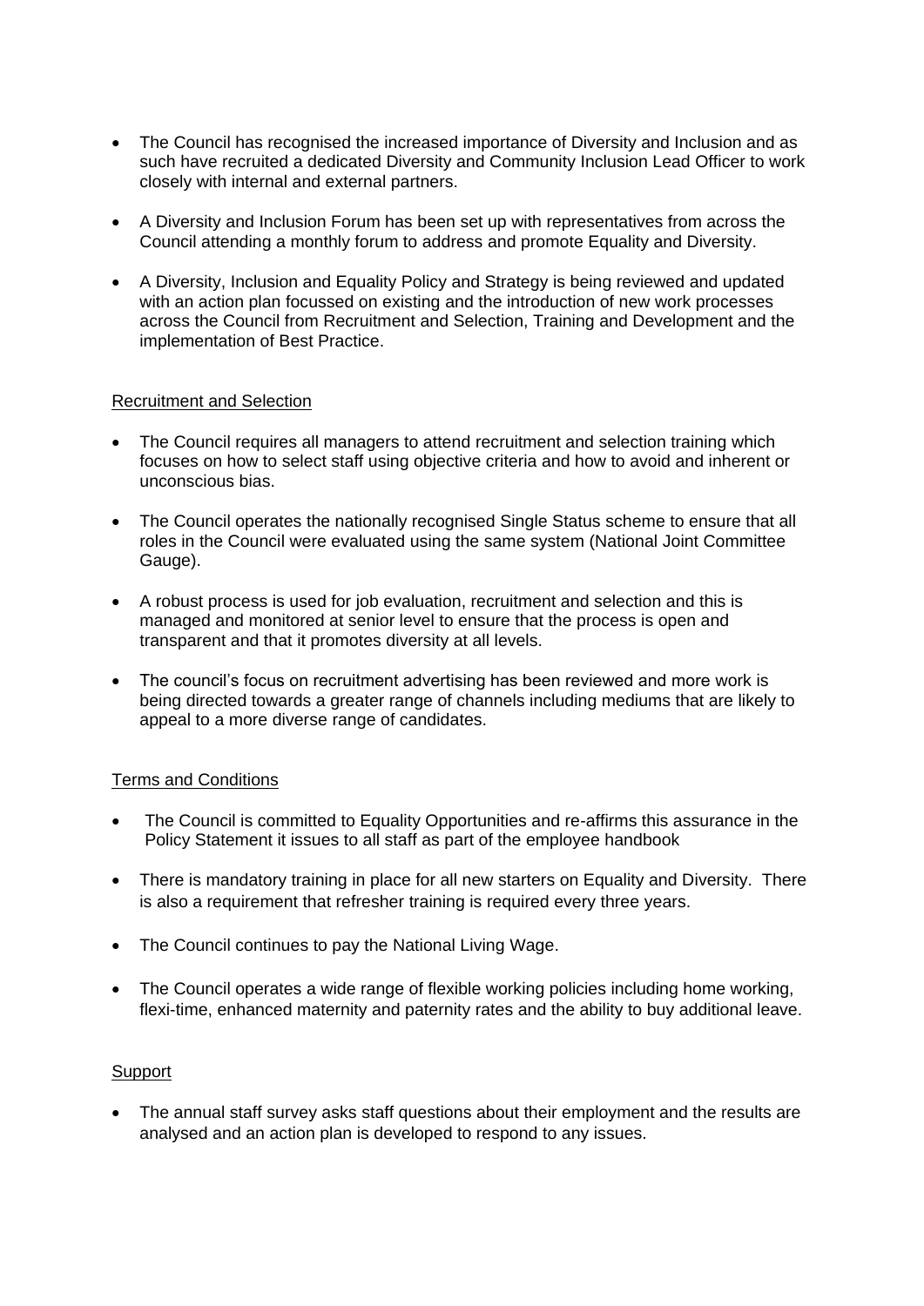- The Council has recognised the increased importance of Diversity and Inclusion and as such have recruited a dedicated Diversity and Community Inclusion Lead Officer to work closely with internal and external partners.

- A Diversity and Inclusion Forum has been set up with representatives from across the Council attending a monthly forum to address and promote Equality and Diversity.

- A Diversity, Inclusion and Equality Policy and Strategy is being reviewed and updated with an action plan focussed on existing and the introduction of new work processes across the Council from Recruitment and Selection, Training and Development and the implementation of Best Practice.

<u>Recruitment and Selection</u>

- The Council requires all managers to attend recruitment and selection training which focuses on how to select staff using objective criteria and how to avoid and inherent or unconscious bias.

- The Council operates the nationally recognised Single Status scheme to ensure that all roles in the Council were evaluated using the same system (National Joint Committee Gauge).

- A robust process is used for job evaluation, recruitment and selection and this is managed and monitored at senior level to ensure that the process is open and transparent and that it promotes diversity at all levels.

- The council's focus on recruitment advertising has been reviewed and more work is being directed towards a greater range of channels including mediums that are likely to appeal to a more diverse range of candidates.

<u>Terms and Conditions</u>

- The Council is committed to Equality Opportunities and re-affirms this assurance in the Policy Statement it issues to all staff as part of the employee handbook

- There is mandatory training in place for all new starters on Equality and Diversity. There is also a requirement that refresher training is required every three years.

- The Council continues to pay the National Living Wage.

- The Council operates a wide range of flexible working policies including home working, flexi-time, enhanced maternity and paternity rates and the ability to buy additional leave.

<u>Support</u>

- The annual staff survey asks staff questions about their employment and the results are analysed and an action plan is developed to respond to any issues.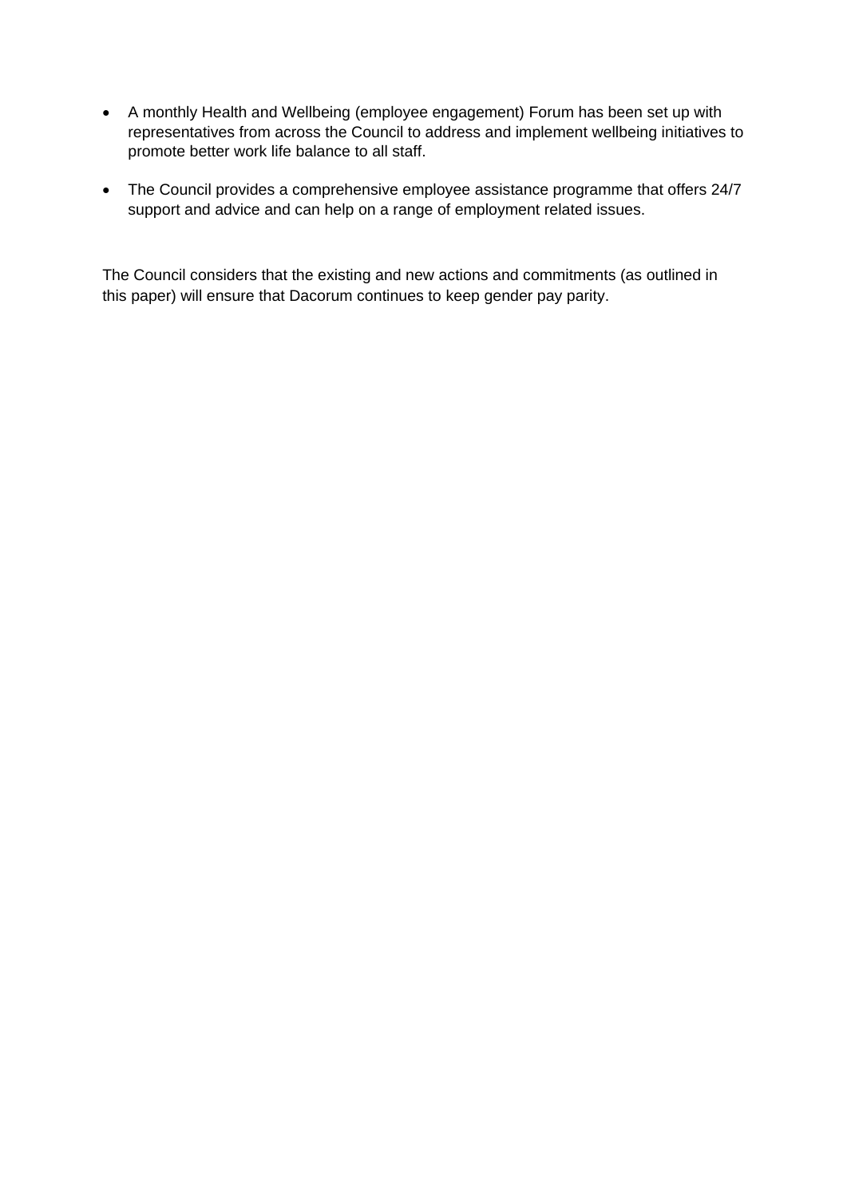- A monthly Health and Wellbeing (employee engagement) Forum has been set up with representatives from across the Council to address and implement wellbeing initiatives to promote better work life balance to all staff.

- The Council provides a comprehensive employee assistance programme that offers 24/7 support and advice and can help on a range of employment related issues.

The Council considers that the existing and new actions and commitments (as outlined in this paper) will ensure that Dacorum continues to keep gender pay parity.